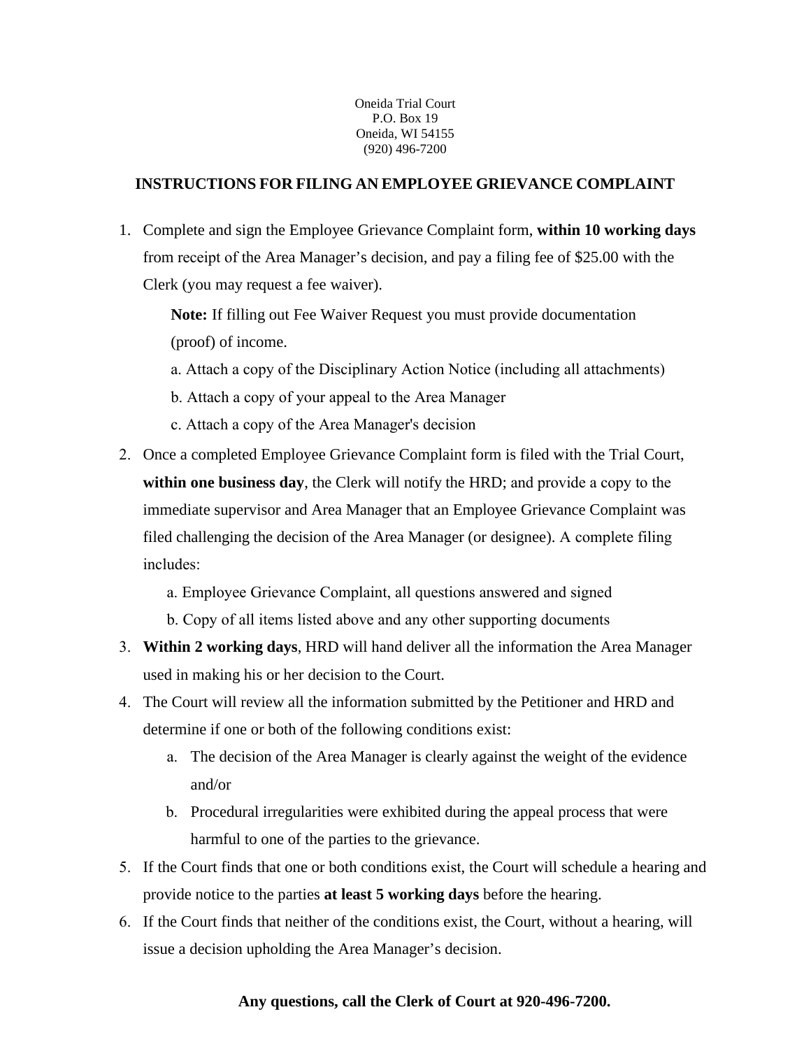Oneida Trial Court
P.O. Box 19
Oneida, WI 54155
(920) 496-7200

## INSTRUCTIONS FOR FILING AN EMPLOYEE GRIEVANCE COMPLAINT

1. Complete and sign the Employee Grievance Complaint form, **within 10 working days** from receipt of the Area Manager's decision, and pay a filing fee of $25.00 with the Clerk (you may request a fee waiver).

   **Note:** If filling out Fee Waiver Request you must provide documentation (proof) of income.

   a. Attach a copy of the Disciplinary Action Notice (including all attachments)

   b. Attach a copy of your appeal to the Area Manager

   c. Attach a copy of the Area Manager's decision

2. Once a completed Employee Grievance Complaint form is filed with the Trial Court, **within one business day**, the Clerk will notify the HRD; and provide a copy to the immediate supervisor and Area Manager that an Employee Grievance Complaint was filed challenging the decision of the Area Manager (or designee). A complete filing includes:

   a. Employee Grievance Complaint, all questions answered and signed

   b. Copy of all items listed above and any other supporting documents

3. **Within 2 working days**, HRD will hand deliver all the information the Area Manager used in making his or her decision to the Court.

4. The Court will review all the information submitted by the Petitioner and HRD and determine if one or both of the following conditions exist:

   a. The decision of the Area Manager is clearly against the weight of the evidence and/or

   b. Procedural irregularities were exhibited during the appeal process that were harmful to one of the parties to the grievance.

5. If the Court finds that one or both conditions exist, the Court will schedule a hearing and provide notice to the parties **at least 5 working days** before the hearing.

6. If the Court finds that neither of the conditions exist, the Court, without a hearing, will issue a decision upholding the Area Manager's decision.

**Any questions, call the Clerk of Court at 920-496-7200.**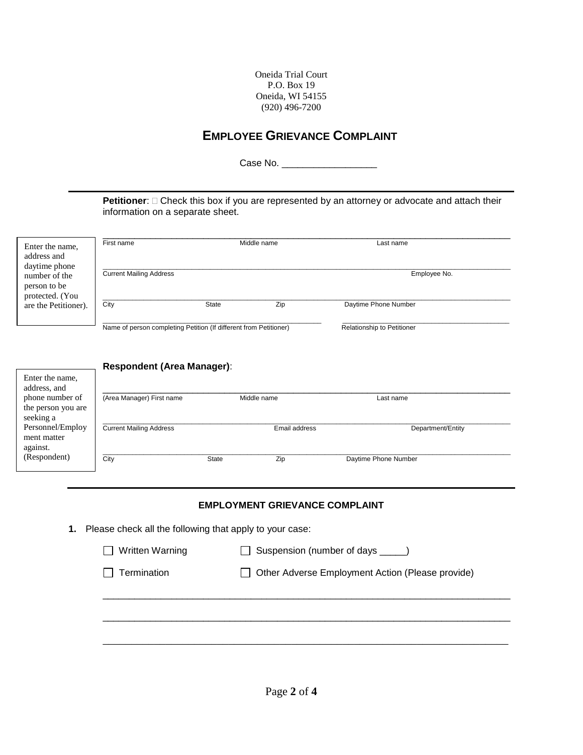Oneida Trial Court
P.O. Box 19
Oneida, WI 54155
(920) 496-7200

# EMPLOYEE GRIEVANCE COMPLAINT

Case No. _________________

---

**Petitioner**: ☐ Check this box if you are represented by an attorney or advocate and attach their information on a separate sheet.

Enter the name, address and daytime phone number of the person to be protected. (You are the Petitioner).

_______________________________________________________________________________
First name                                  Middle name                                  Last name

_______________________________________________________________________________
Current Mailing Address                                                                  Employee No.

_______________________________________________________________________________
City                    State                    Zip                    Daytime Phone Number

_______________________________________________     _______________________________
Name of person completing Petition (If different from Petitioner)     Relationship to Petitioner

**Respondent (Area Manager)**:

Enter the name, address, and phone number of the person you are seeking a Personnel/Employment matter against. (Respondent)

_______________________________________________________________________________
(Area Manager) First name                                  Middle name                                  Last name

_______________________________________________________________________________
Current Mailing Address                                  Email address                                  Department/Entity

_______________________________________________________________________________
City                    State                    Zip                    Daytime Phone Number

---

### EMPLOYMENT GRIEVANCE COMPLAINT

**1.** Please check all the following that apply to your case:

☐ Written Warning     ☐ Suspension (number of days _____)

☐ Termination     ☐ Other Adverse Employment Action (Please provide)

_______________________________________________________________________________

_______________________________________________________________________________

_______________________________________________________________________________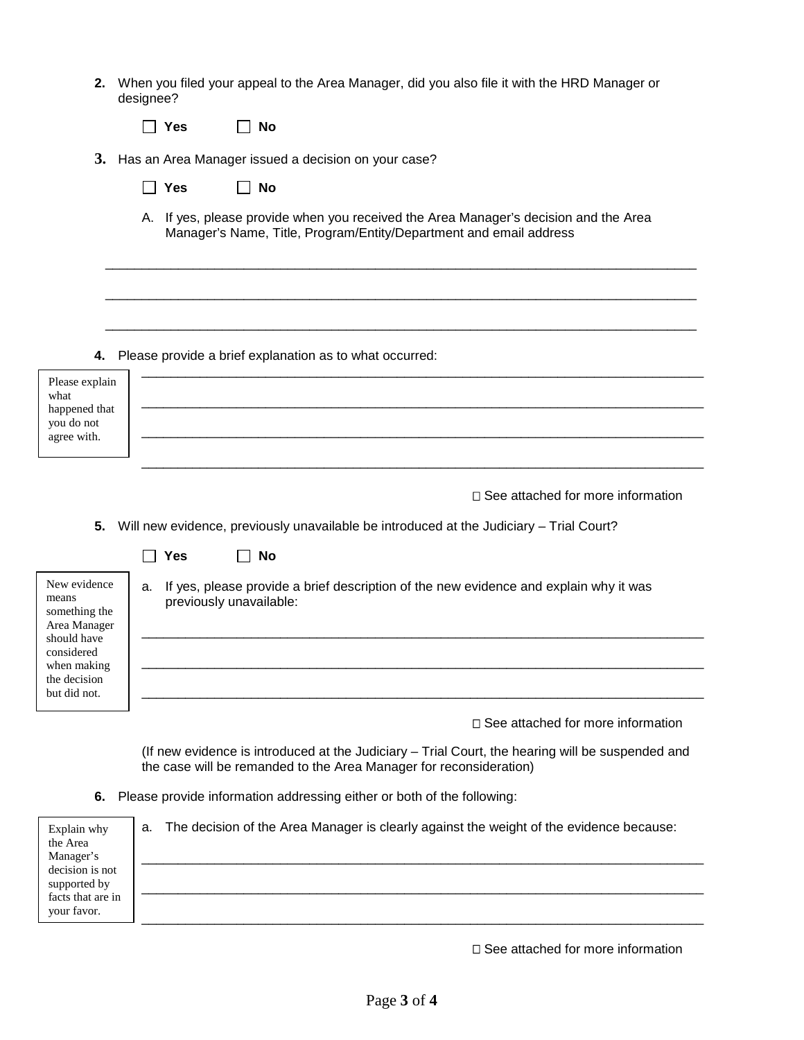**2.** When you filed your appeal to the Area Manager, did you also file it with the HRD Manager or designee?

☐ **Yes** ☐ **No**

**3.** Has an Area Manager issued a decision on your case?

☐ **Yes** ☐ **No**

A. If yes, please provide when you received the Area Manager's decision and the Area Manager's Name, Title, Program/Entity/Department and email address

\_\_\_\_\_\_\_\_\_\_\_\_\_\_\_\_\_\_\_\_\_\_\_\_\_\_\_\_\_\_\_\_\_\_\_\_\_\_\_\_\_\_\_\_\_\_\_\_\_\_\_\_\_\_\_\_\_\_\_\_\_\_\_\_\_\_\_\_\_\_\_\_\_\_\_\_

\_\_\_\_\_\_\_\_\_\_\_\_\_\_\_\_\_\_\_\_\_\_\_\_\_\_\_\_\_\_\_\_\_\_\_\_\_\_\_\_\_\_\_\_\_\_\_\_\_\_\_\_\_\_\_\_\_\_\_\_\_\_\_\_\_\_\_\_\_\_\_\_\_\_\_\_

\_\_\_\_\_\_\_\_\_\_\_\_\_\_\_\_\_\_\_\_\_\_\_\_\_\_\_\_\_\_\_\_\_\_\_\_\_\_\_\_\_\_\_\_\_\_\_\_\_\_\_\_\_\_\_\_\_\_\_\_\_\_\_\_\_\_\_\_\_\_\_\_\_\_\_\_

**4.** Please provide a brief explanation as to what occurred:

> Please explain what happened that you do not agree with.

\_\_\_\_\_\_\_\_\_\_\_\_\_\_\_\_\_\_\_\_\_\_\_\_\_\_\_\_\_\_\_\_\_\_\_\_\_\_\_\_\_\_\_\_\_\_\_\_\_\_\_\_\_\_\_\_\_\_\_\_\_\_\_\_\_\_\_\_\_\_\_\_\_\_\_\_

\_\_\_\_\_\_\_\_\_\_\_\_\_\_\_\_\_\_\_\_\_\_\_\_\_\_\_\_\_\_\_\_\_\_\_\_\_\_\_\_\_\_\_\_\_\_\_\_\_\_\_\_\_\_\_\_\_\_\_\_\_\_\_\_\_\_\_\_\_\_\_\_\_\_\_\_

\_\_\_\_\_\_\_\_\_\_\_\_\_\_\_\_\_\_\_\_\_\_\_\_\_\_\_\_\_\_\_\_\_\_\_\_\_\_\_\_\_\_\_\_\_\_\_\_\_\_\_\_\_\_\_\_\_\_\_\_\_\_\_\_\_\_\_\_\_\_\_\_\_\_\_\_

\_\_\_\_\_\_\_\_\_\_\_\_\_\_\_\_\_\_\_\_\_\_\_\_\_\_\_\_\_\_\_\_\_\_\_\_\_\_\_\_\_\_\_\_\_\_\_\_\_\_\_\_\_\_\_\_\_\_\_\_\_\_\_\_\_\_\_\_\_\_\_\_\_\_\_\_

☐ See attached for more information

**5.** Will new evidence, previously unavailable be introduced at the Judiciary – Trial Court?

☐ **Yes** ☐ **No**

> New evidence means something the Area Manager should have considered when making the decision but did not.

a. If yes, please provide a brief description of the new evidence and explain why it was previously unavailable:

\_\_\_\_\_\_\_\_\_\_\_\_\_\_\_\_\_\_\_\_\_\_\_\_\_\_\_\_\_\_\_\_\_\_\_\_\_\_\_\_\_\_\_\_\_\_\_\_\_\_\_\_\_\_\_\_\_\_\_\_\_\_\_\_\_\_\_\_\_\_\_\_\_\_\_\_

\_\_\_\_\_\_\_\_\_\_\_\_\_\_\_\_\_\_\_\_\_\_\_\_\_\_\_\_\_\_\_\_\_\_\_\_\_\_\_\_\_\_\_\_\_\_\_\_\_\_\_\_\_\_\_\_\_\_\_\_\_\_\_\_\_\_\_\_\_\_\_\_\_\_\_\_

\_\_\_\_\_\_\_\_\_\_\_\_\_\_\_\_\_\_\_\_\_\_\_\_\_\_\_\_\_\_\_\_\_\_\_\_\_\_\_\_\_\_\_\_\_\_\_\_\_\_\_\_\_\_\_\_\_\_\_\_\_\_\_\_\_\_\_\_\_\_\_\_\_\_\_\_

☐ See attached for more information

(If new evidence is introduced at the Judiciary – Trial Court, the hearing will be suspended and the case will be remanded to the Area Manager for reconsideration)

**6.** Please provide information addressing either or both of the following:

> Explain why the Area Manager's decision is not supported by facts that are in your favor.

a. The decision of the Area Manager is clearly against the weight of the evidence because:

\_\_\_\_\_\_\_\_\_\_\_\_\_\_\_\_\_\_\_\_\_\_\_\_\_\_\_\_\_\_\_\_\_\_\_\_\_\_\_\_\_\_\_\_\_\_\_\_\_\_\_\_\_\_\_\_\_\_\_\_\_\_\_\_\_\_\_\_\_\_\_\_\_\_\_\_

\_\_\_\_\_\_\_\_\_\_\_\_\_\_\_\_\_\_\_\_\_\_\_\_\_\_\_\_\_\_\_\_\_\_\_\_\_\_\_\_\_\_\_\_\_\_\_\_\_\_\_\_\_\_\_\_\_\_\_\_\_\_\_\_\_\_\_\_\_\_\_\_\_\_\_\_

\_\_\_\_\_\_\_\_\_\_\_\_\_\_\_\_\_\_\_\_\_\_\_\_\_\_\_\_\_\_\_\_\_\_\_\_\_\_\_\_\_\_\_\_\_\_\_\_\_\_\_\_\_\_\_\_\_\_\_\_\_\_\_\_\_\_\_\_\_\_\_\_\_\_\_\_

☐ See attached for more information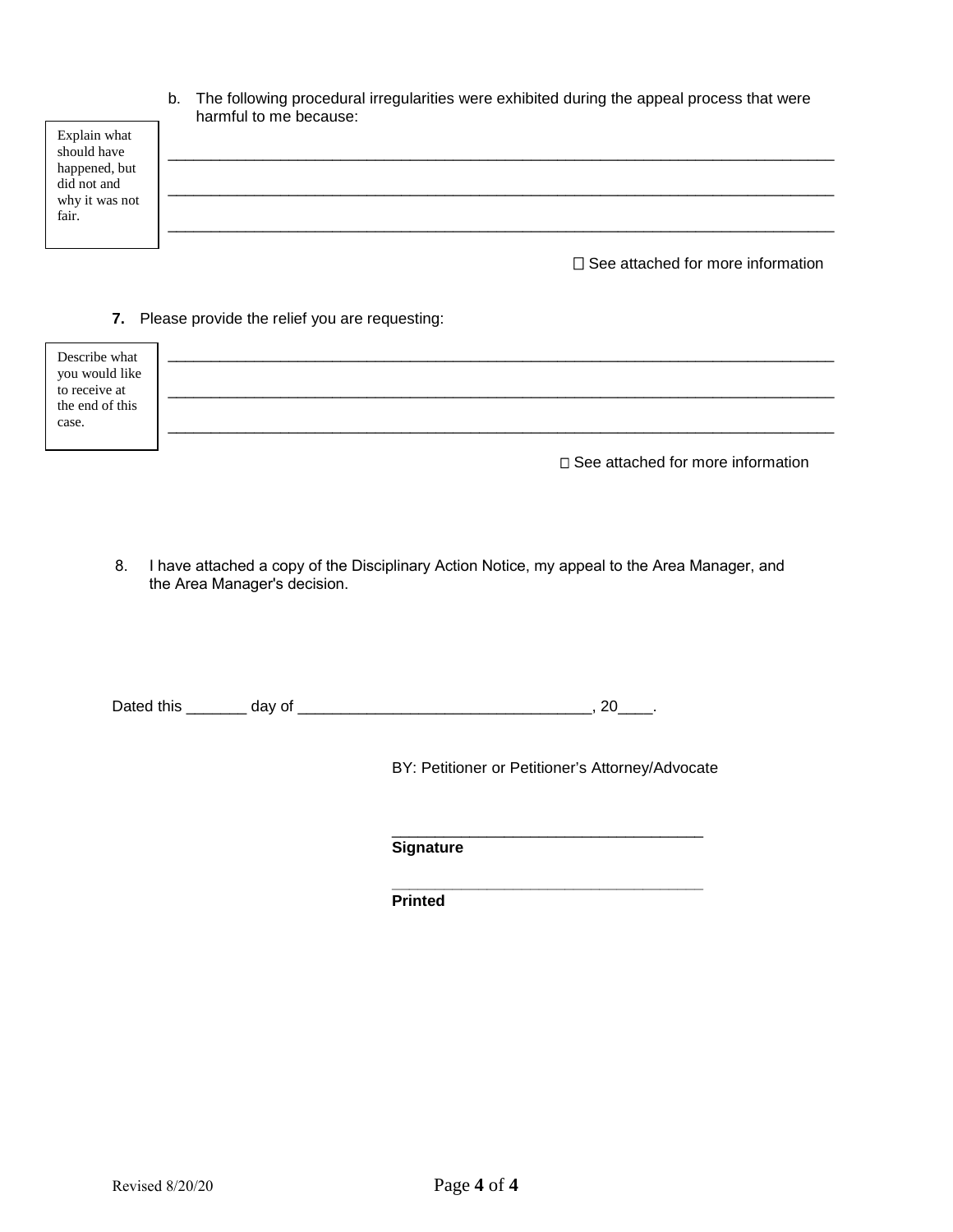b. The following procedural irregularities were exhibited during the appeal process that were harmful to me because:

Explain what should have happened, but did not and why it was not fair.

_______________________________________________________________________________

_______________________________________________________________________________

_______________________________________________________________________________

☐ See attached for more information

**7.** Please provide the relief you are requesting:

Describe what you would like to receive at the end of this case.

_______________________________________________________________________________

_______________________________________________________________________________

_______________________________________________________________________________

☐ See attached for more information

8. I have attached a copy of the Disciplinary Action Notice, my appeal to the Area Manager, and the Area Manager's decision.

Dated this _______ day of _________________________________, 20____.

BY: Petitioner or Petitioner's Attorney/Advocate

___________________________________
**Signature**

___________________________________
**Printed**